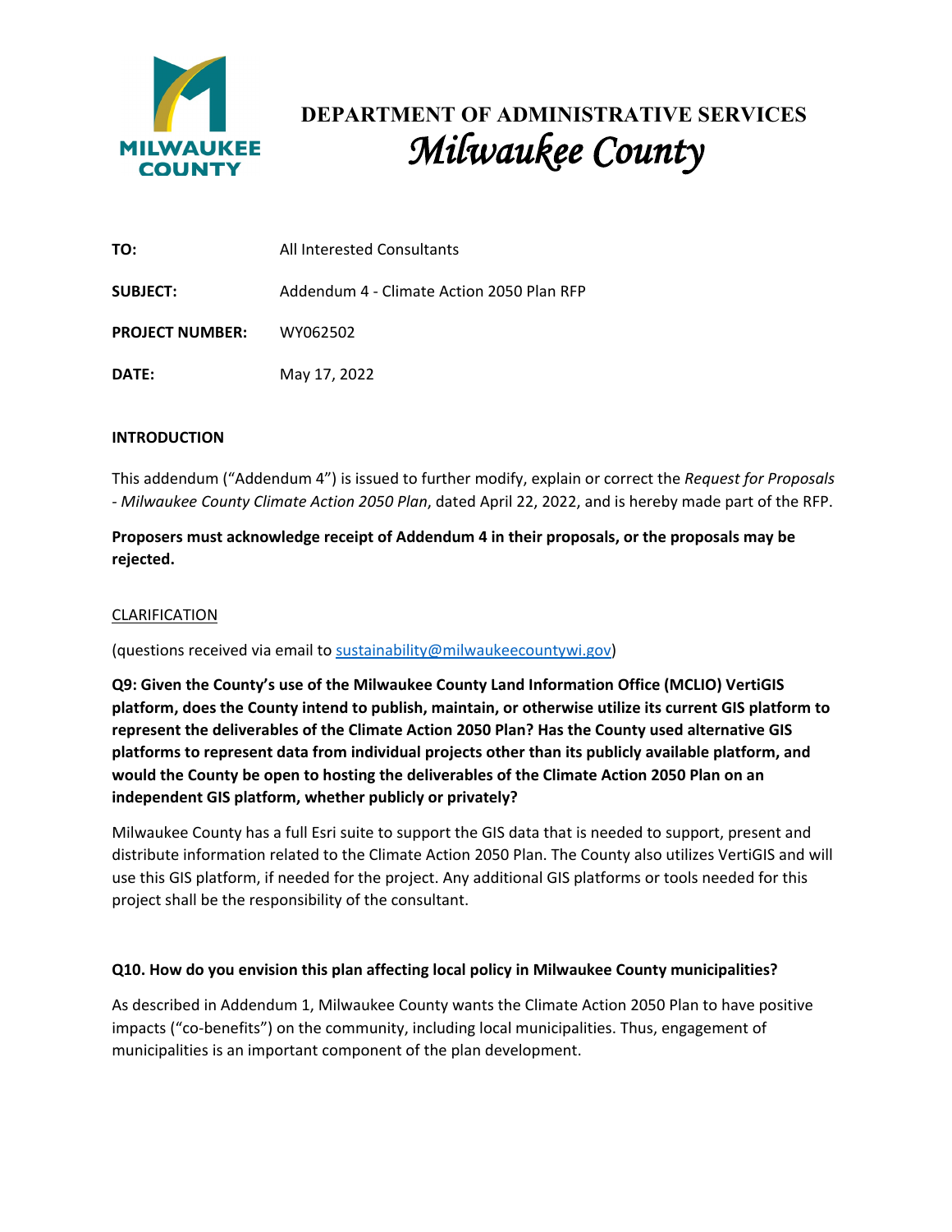**MILWAUKEE COUNTY**

# DEPARTMENT OF ADMINISTRATIVE SERVICES
## *Milwaukee County*

| | |
|---|---|
| **TO:** | All Interested Consultants |
| **SUBJECT:** | Addendum 4 - Climate Action 2050 Plan RFP |
| **PROJECT NUMBER:** | WY062502 |
| **DATE:** | May 17, 2022 |

**INTRODUCTION**

This addendum ("Addendum 4") is issued to further modify, explain or correct the *Request for Proposals - Milwaukee County Climate Action 2050 Plan*, dated April 22, 2022, and is hereby made part of the RFP.

**Proposers must acknowledge receipt of Addendum 4 in their proposals, or the proposals may be rejected.**

CLARIFICATION

(questions received via email to [sustainability@milwaukeecountywi.gov](mailto:sustainability@milwaukeecountywi.gov))

**Q9: Given the County's use of the Milwaukee County Land Information Office (MCLIO) VertiGIS platform, does the County intend to publish, maintain, or otherwise utilize its current GIS platform to represent the deliverables of the Climate Action 2050 Plan? Has the County used alternative GIS platforms to represent data from individual projects other than its publicly available platform, and would the County be open to hosting the deliverables of the Climate Action 2050 Plan on an independent GIS platform, whether publicly or privately?**

Milwaukee County has a full Esri suite to support the GIS data that is needed to support, present and distribute information related to the Climate Action 2050 Plan. The County also utilizes VertiGIS and will use this GIS platform, if needed for the project. Any additional GIS platforms or tools needed for this project shall be the responsibility of the consultant.

**Q10. How do you envision this plan affecting local policy in Milwaukee County municipalities?**

As described in Addendum 1, Milwaukee County wants the Climate Action 2050 Plan to have positive impacts ("co-benefits") on the community, including local municipalities. Thus, engagement of municipalities is an important component of the plan development.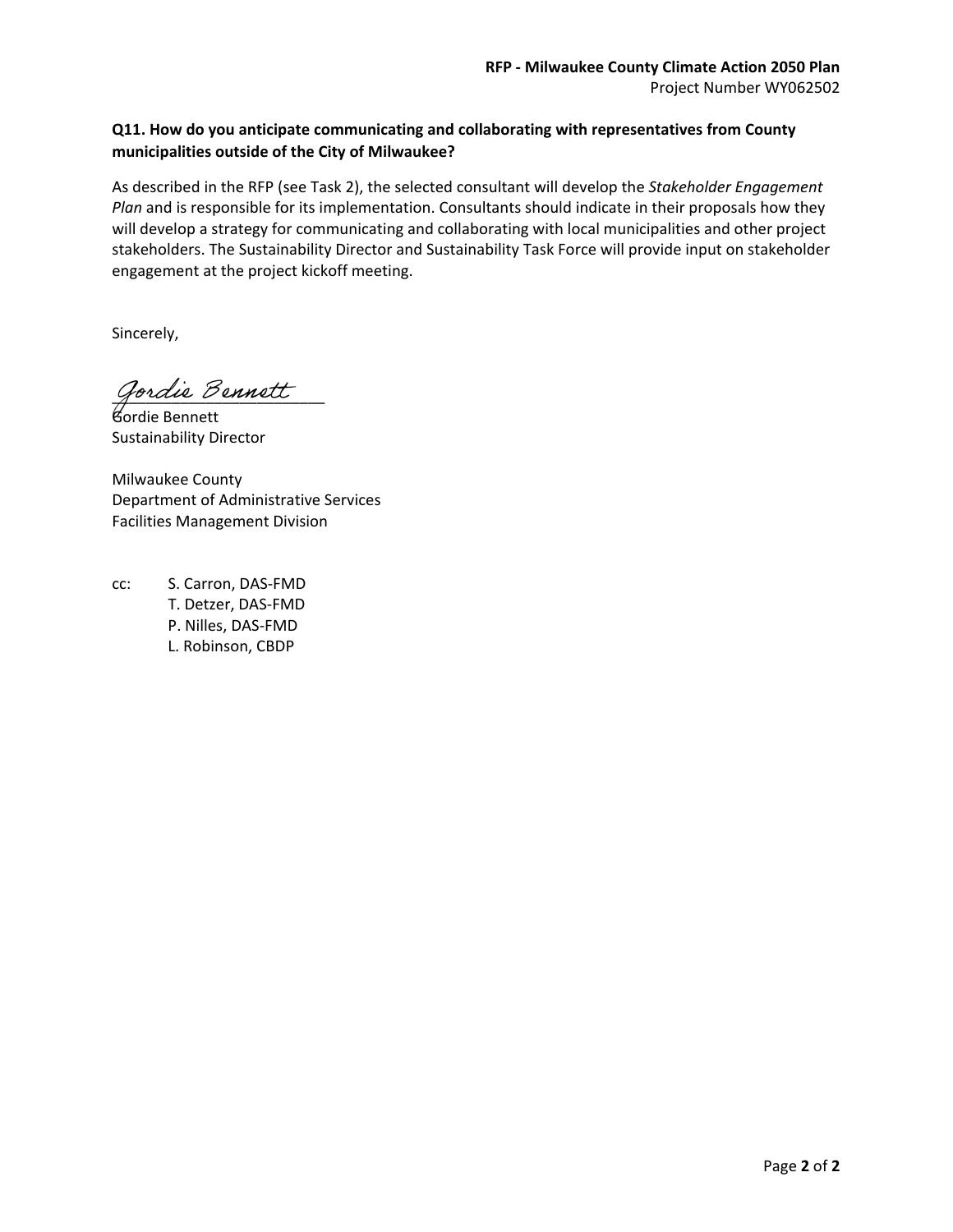**Q11. How do you anticipate communicating and collaborating with representatives from County municipalities outside of the City of Milwaukee?**

As described in the RFP (see Task 2), the selected consultant will develop the *Stakeholder Engagement Plan* and is responsible for its implementation. Consultants should indicate in their proposals how they will develop a strategy for communicating and collaborating with local municipalities and other project stakeholders. The Sustainability Director and Sustainability Task Force will provide input on stakeholder engagement at the project kickoff meeting.

Sincerely,

*Gordie Bennett*

Gordie Bennett
Sustainability Director

Milwaukee County
Department of Administrative Services
Facilities Management Division

cc: S. Carron, DAS-FMD
T. Detzer, DAS-FMD
P. Nilles, DAS-FMD
L. Robinson, CBDP